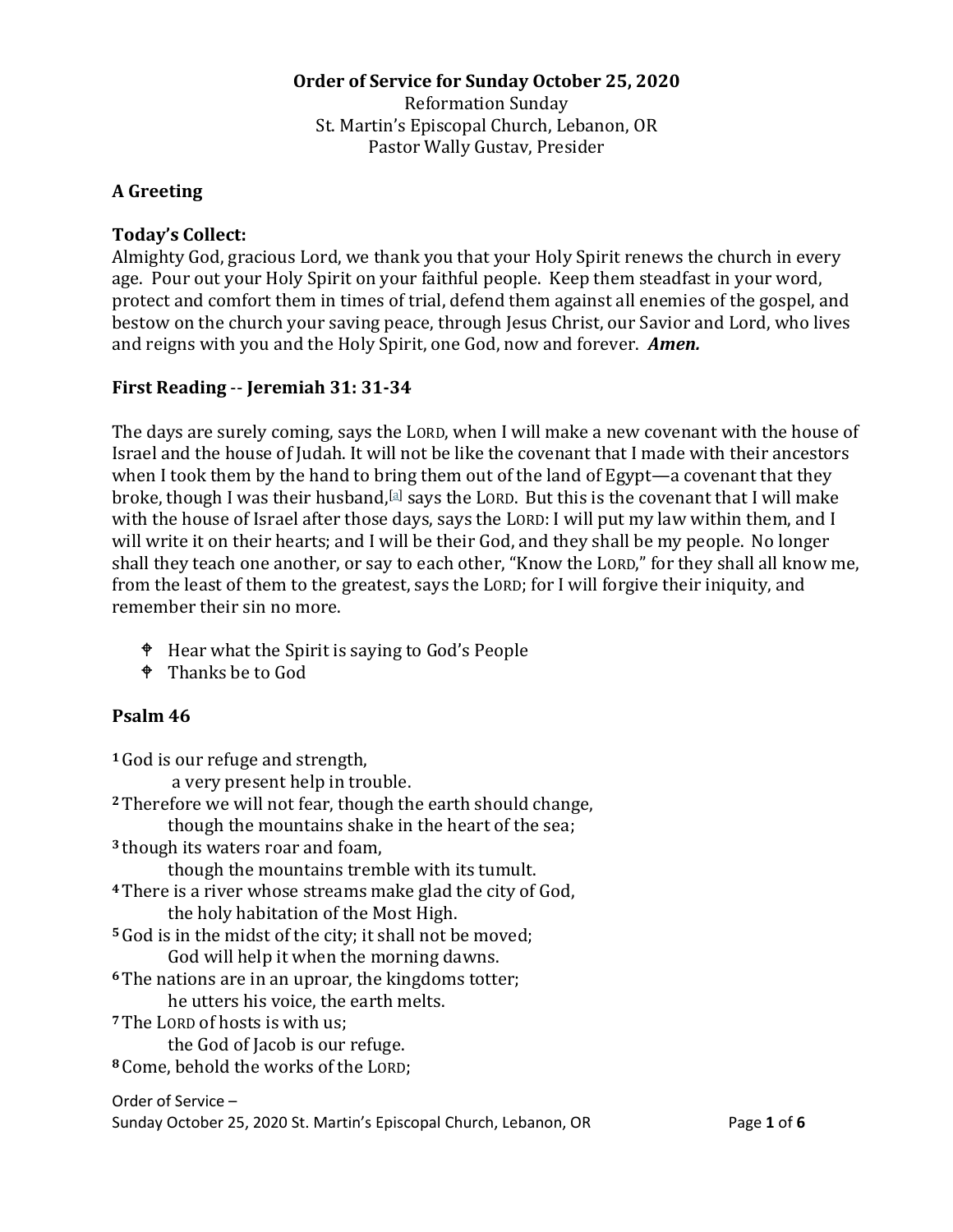**Order of Service for Sunday October 25, 2020**
Reformation Sunday
St. Martin's Episcopal Church, Lebanon, OR
Pastor Wally Gustav, Presider

### A Greeting

### Today's Collect:

Almighty God, gracious Lord, we thank you that your Holy Spirit renews the church in every age. Pour out your Holy Spirit on your faithful people. Keep them steadfast in your word, protect and comfort them in times of trial, defend them against all enemies of the gospel, and bestow on the church your saving peace, through Jesus Christ, our Savior and Lord, who lives and reigns with you and the Holy Spirit, one God, now and forever. ***Amen.***

### First Reading -- Jeremiah 31: 31-34

The days are surely coming, says the LORD, when I will make a new covenant with the house of Israel and the house of Judah. It will not be like the covenant that I made with their ancestors when I took them by the hand to bring them out of the land of Egypt—a covenant that they broke, though I was their husband,[a] says the LORD. But this is the covenant that I will make with the house of Israel after those days, says the LORD: I will put my law within them, and I will write it on their hearts; and I will be their God, and they shall be my people. No longer shall they teach one another, or say to each other, "Know the LORD," for they shall all know me, from the least of them to the greatest, says the LORD; for I will forgive their iniquity, and remember their sin no more.

- Hear what the Spirit is saying to God's People
- Thanks be to God

### Psalm 46

**1** God is our refuge and strength,
  a very present help in trouble.
**2** Therefore we will not fear, though the earth should change,
  though the mountains shake in the heart of the sea;
**3** though its waters roar and foam,
  though the mountains tremble with its tumult.
**4** There is a river whose streams make glad the city of God,
  the holy habitation of the Most High.
**5** God is in the midst of the city; it shall not be moved;
  God will help it when the morning dawns.
**6** The nations are in an uproar, the kingdoms totter;
  he utters his voice, the earth melts.
**7** The LORD of hosts is with us;
  the God of Jacob is our refuge.
**8** Come, behold the works of the LORD;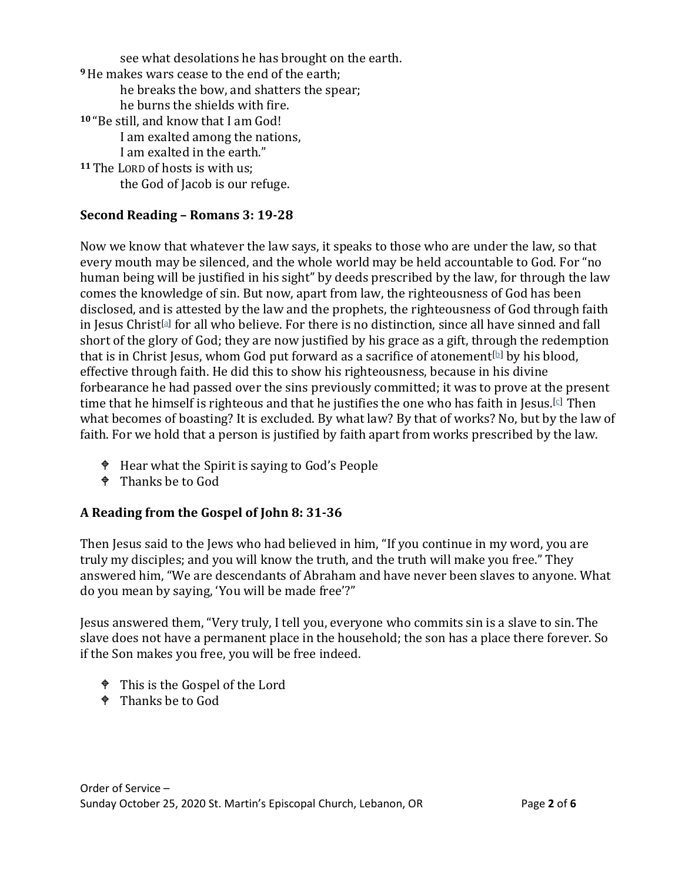see what desolations he has brought on the earth.

**9** He makes wars cease to the end of the earth;
he breaks the bow, and shatters the spear;
he burns the shields with fire.

**10** "Be still, and know that I am God!
I am exalted among the nations,
I am exalted in the earth."

**11** The LORD of hosts is with us;
the God of Jacob is our refuge.

**Second Reading – Romans 3: 19-28**

Now we know that whatever the law says, it speaks to those who are under the law, so that every mouth may be silenced, and the whole world may be held accountable to God. For "no human being will be justified in his sight" by deeds prescribed by the law, for through the law comes the knowledge of sin. But now, apart from law, the righteousness of God has been disclosed, and is attested by the law and the prophets, the righteousness of God through faith in Jesus Christ[a] for all who believe. For there is no distinction, since all have sinned and fall short of the glory of God; they are now justified by his grace as a gift, through the redemption that is in Christ Jesus, whom God put forward as a sacrifice of atonement[b] by his blood, effective through faith. He did this to show his righteousness, because in his divine forbearance he had passed over the sins previously committed; it was to prove at the present time that he himself is righteous and that he justifies the one who has faith in Jesus.[c] Then what becomes of boasting? It is excluded. By what law? By that of works? No, but by the law of faith. For we hold that a person is justified by faith apart from works prescribed by the law.

- ✟ Hear what the Spirit is saying to God's People
- ✟ Thanks be to God

**A Reading from the Gospel of John 8: 31-36**

Then Jesus said to the Jews who had believed in him, "If you continue in my word, you are truly my disciples; and you will know the truth, and the truth will make you free." They answered him, "We are descendants of Abraham and have never been slaves to anyone. What do you mean by saying, 'You will be made free'?"

Jesus answered them, "Very truly, I tell you, everyone who commits sin is a slave to sin. The slave does not have a permanent place in the household; the son has a place there forever. So if the Son makes you free, you will be free indeed.

- ✟ This is the Gospel of the Lord
- ✟ Thanks be to God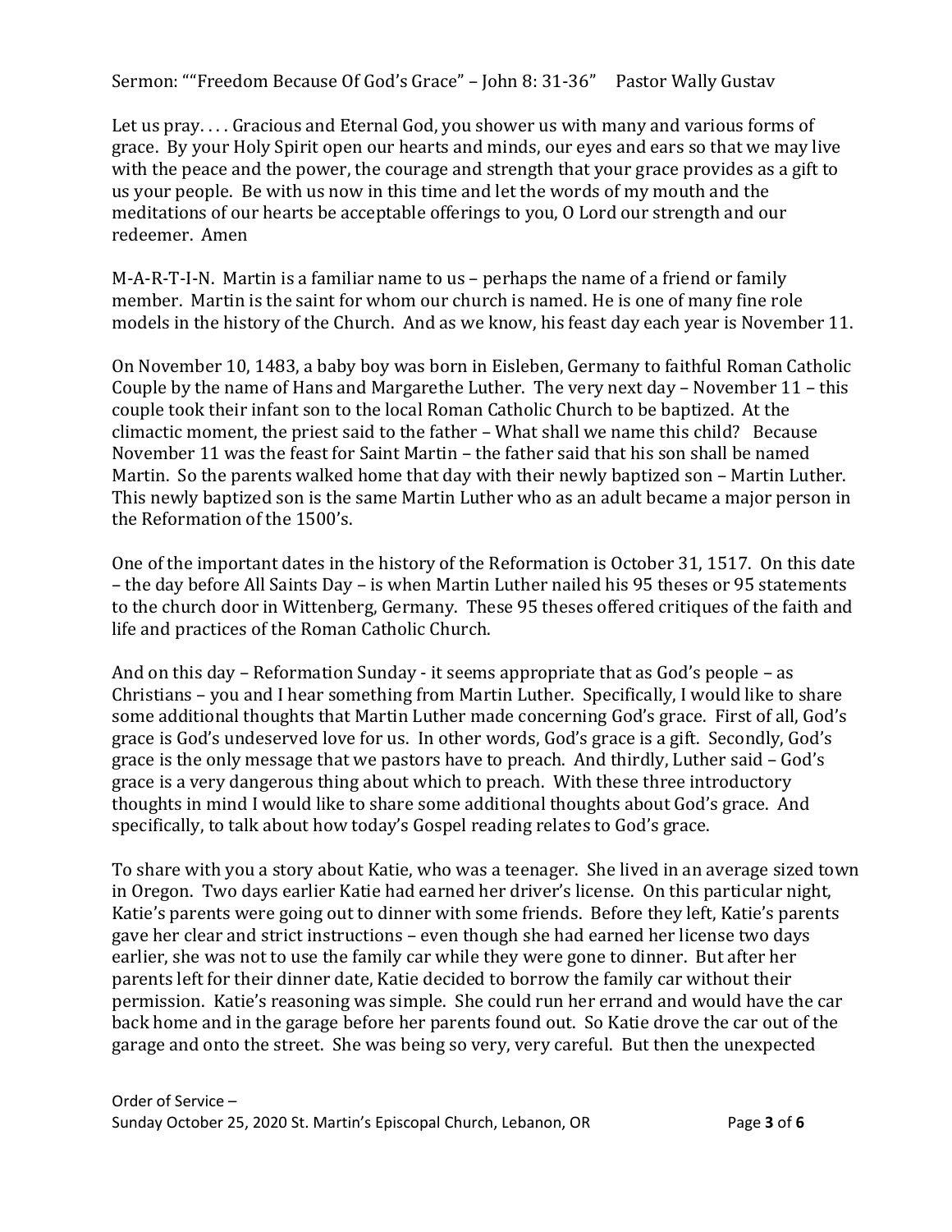Sermon: ""Freedom Because Of God's Grace" – John 8: 31-36"     Pastor Wally Gustav

Let us pray. . . . Gracious and Eternal God, you shower us with many and various forms of grace. By your Holy Spirit open our hearts and minds, our eyes and ears so that we may live with the peace and the power, the courage and strength that your grace provides as a gift to us your people. Be with us now in this time and let the words of my mouth and the meditations of our hearts be acceptable offerings to you, O Lord our strength and our redeemer. Amen

M-A-R-T-I-N. Martin is a familiar name to us – perhaps the name of a friend or family member. Martin is the saint for whom our church is named. He is one of many fine role models in the history of the Church. And as we know, his feast day each year is November 11.

On November 10, 1483, a baby boy was born in Eisleben, Germany to faithful Roman Catholic Couple by the name of Hans and Margarethe Luther. The very next day – November 11 – this couple took their infant son to the local Roman Catholic Church to be baptized. At the climactic moment, the priest said to the father – What shall we name this child? Because November 11 was the feast for Saint Martin – the father said that his son shall be named Martin. So the parents walked home that day with their newly baptized son – Martin Luther. This newly baptized son is the same Martin Luther who as an adult became a major person in the Reformation of the 1500's.

One of the important dates in the history of the Reformation is October 31, 1517. On this date – the day before All Saints Day – is when Martin Luther nailed his 95 theses or 95 statements to the church door in Wittenberg, Germany. These 95 theses offered critiques of the faith and life and practices of the Roman Catholic Church.

And on this day – Reformation Sunday - it seems appropriate that as God's people – as Christians – you and I hear something from Martin Luther. Specifically, I would like to share some additional thoughts that Martin Luther made concerning God's grace. First of all, God's grace is God's undeserved love for us. In other words, God's grace is a gift. Secondly, God's grace is the only message that we pastors have to preach. And thirdly, Luther said – God's grace is a very dangerous thing about which to preach. With these three introductory thoughts in mind I would like to share some additional thoughts about God's grace. And specifically, to talk about how today's Gospel reading relates to God's grace.

To share with you a story about Katie, who was a teenager. She lived in an average sized town in Oregon. Two days earlier Katie had earned her driver's license. On this particular night, Katie's parents were going out to dinner with some friends. Before they left, Katie's parents gave her clear and strict instructions – even though she had earned her license two days earlier, she was not to use the family car while they were gone to dinner. But after her parents left for their dinner date, Katie decided to borrow the family car without their permission. Katie's reasoning was simple. She could run her errand and would have the car back home and in the garage before her parents found out. So Katie drove the car out of the garage and onto the street. She was being so very, very careful. But then the unexpected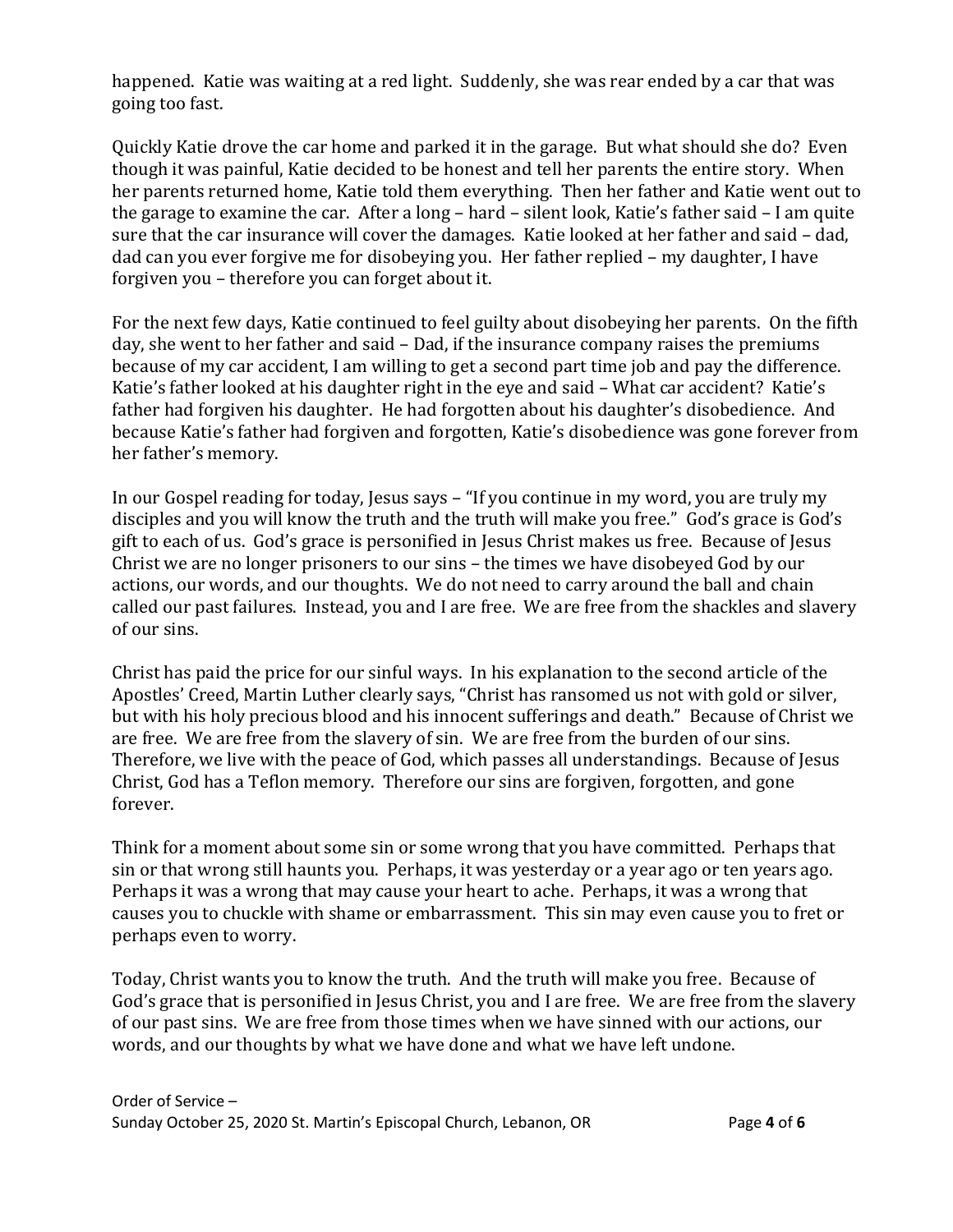happened. Katie was waiting at a red light. Suddenly, she was rear ended by a car that was going too fast.

Quickly Katie drove the car home and parked it in the garage. But what should she do? Even though it was painful, Katie decided to be honest and tell her parents the entire story. When her parents returned home, Katie told them everything. Then her father and Katie went out to the garage to examine the car. After a long – hard – silent look, Katie's father said – I am quite sure that the car insurance will cover the damages. Katie looked at her father and said – dad, dad can you ever forgive me for disobeying you. Her father replied – my daughter, I have forgiven you – therefore you can forget about it.

For the next few days, Katie continued to feel guilty about disobeying her parents. On the fifth day, she went to her father and said – Dad, if the insurance company raises the premiums because of my car accident, I am willing to get a second part time job and pay the difference. Katie's father looked at his daughter right in the eye and said – What car accident? Katie's father had forgiven his daughter. He had forgotten about his daughter's disobedience. And because Katie's father had forgiven and forgotten, Katie's disobedience was gone forever from her father's memory.

In our Gospel reading for today, Jesus says – "If you continue in my word, you are truly my disciples and you will know the truth and the truth will make you free." God's grace is God's gift to each of us. God's grace is personified in Jesus Christ makes us free. Because of Jesus Christ we are no longer prisoners to our sins – the times we have disobeyed God by our actions, our words, and our thoughts. We do not need to carry around the ball and chain called our past failures. Instead, you and I are free. We are free from the shackles and slavery of our sins.

Christ has paid the price for our sinful ways. In his explanation to the second article of the Apostles' Creed, Martin Luther clearly says, "Christ has ransomed us not with gold or silver, but with his holy precious blood and his innocent sufferings and death." Because of Christ we are free. We are free from the slavery of sin. We are free from the burden of our sins. Therefore, we live with the peace of God, which passes all understandings. Because of Jesus Christ, God has a Teflon memory. Therefore our sins are forgiven, forgotten, and gone forever.

Think for a moment about some sin or some wrong that you have committed. Perhaps that sin or that wrong still haunts you. Perhaps, it was yesterday or a year ago or ten years ago. Perhaps it was a wrong that may cause your heart to ache. Perhaps, it was a wrong that causes you to chuckle with shame or embarrassment. This sin may even cause you to fret or perhaps even to worry.

Today, Christ wants you to know the truth. And the truth will make you free. Because of God's grace that is personified in Jesus Christ, you and I are free. We are free from the slavery of our past sins. We are free from those times when we have sinned with our actions, our words, and our thoughts by what we have done and what we have left undone.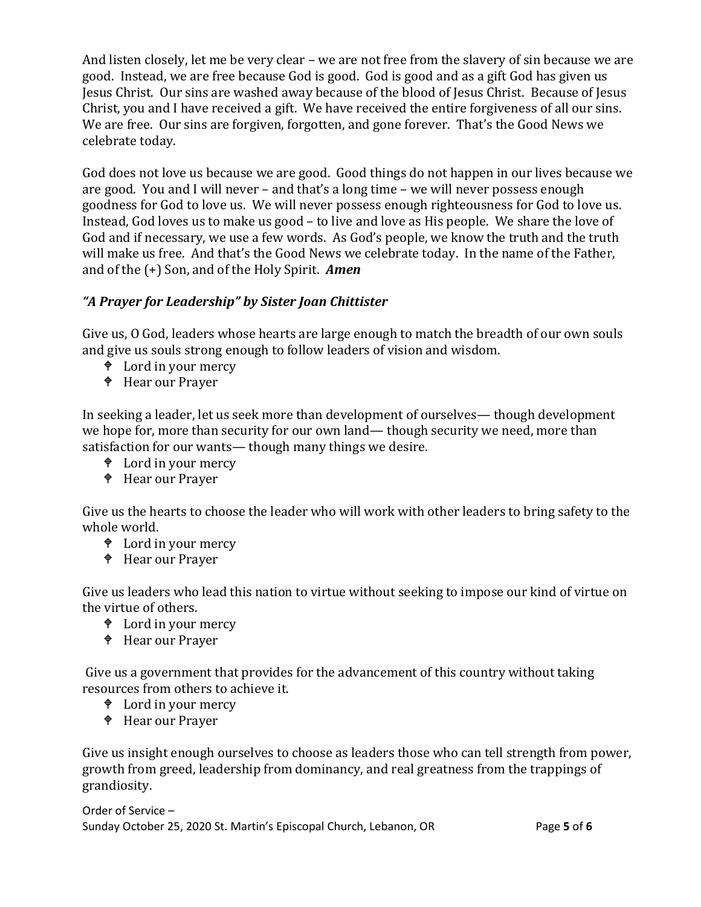And listen closely, let me be very clear – we are not free from the slavery of sin because we are good. Instead, we are free because God is good. God is good and as a gift God has given us Jesus Christ. Our sins are washed away because of the blood of Jesus Christ. Because of Jesus Christ, you and I have received a gift. We have received the entire forgiveness of all our sins. We are free. Our sins are forgiven, forgotten, and gone forever. That's the Good News we celebrate today.

God does not love us because we are good. Good things do not happen in our lives because we are good. You and I will never – and that's a long time – we will never possess enough goodness for God to love us. We will never possess enough righteousness for God to love us. Instead, God loves us to make us good – to live and love as His people. We share the love of God and if necessary, we use a few words. As God's people, we know the truth and the truth will make us free. And that's the Good News we celebrate today. In the name of the Father, and of the (+) Son, and of the Holy Spirit. ***Amen***

### *"A Prayer for Leadership" by Sister Joan Chittister*

Give us, O God, leaders whose hearts are large enough to match the breadth of our own souls and give us souls strong enough to follow leaders of vision and wisdom.

- Lord in your mercy
- Hear our Prayer

In seeking a leader, let us seek more than development of ourselves— though development we hope for, more than security for our own land— though security we need, more than satisfaction for our wants— though many things we desire.

- Lord in your mercy
- Hear our Prayer

Give us the hearts to choose the leader who will work with other leaders to bring safety to the whole world.

- Lord in your mercy
- Hear our Prayer

Give us leaders who lead this nation to virtue without seeking to impose our kind of virtue on the virtue of others.

- Lord in your mercy
- Hear our Prayer

Give us a government that provides for the advancement of this country without taking resources from others to achieve it.

- Lord in your mercy
- Hear our Prayer

Give us insight enough ourselves to choose as leaders those who can tell strength from power, growth from greed, leadership from dominancy, and real greatness from the trappings of grandiosity.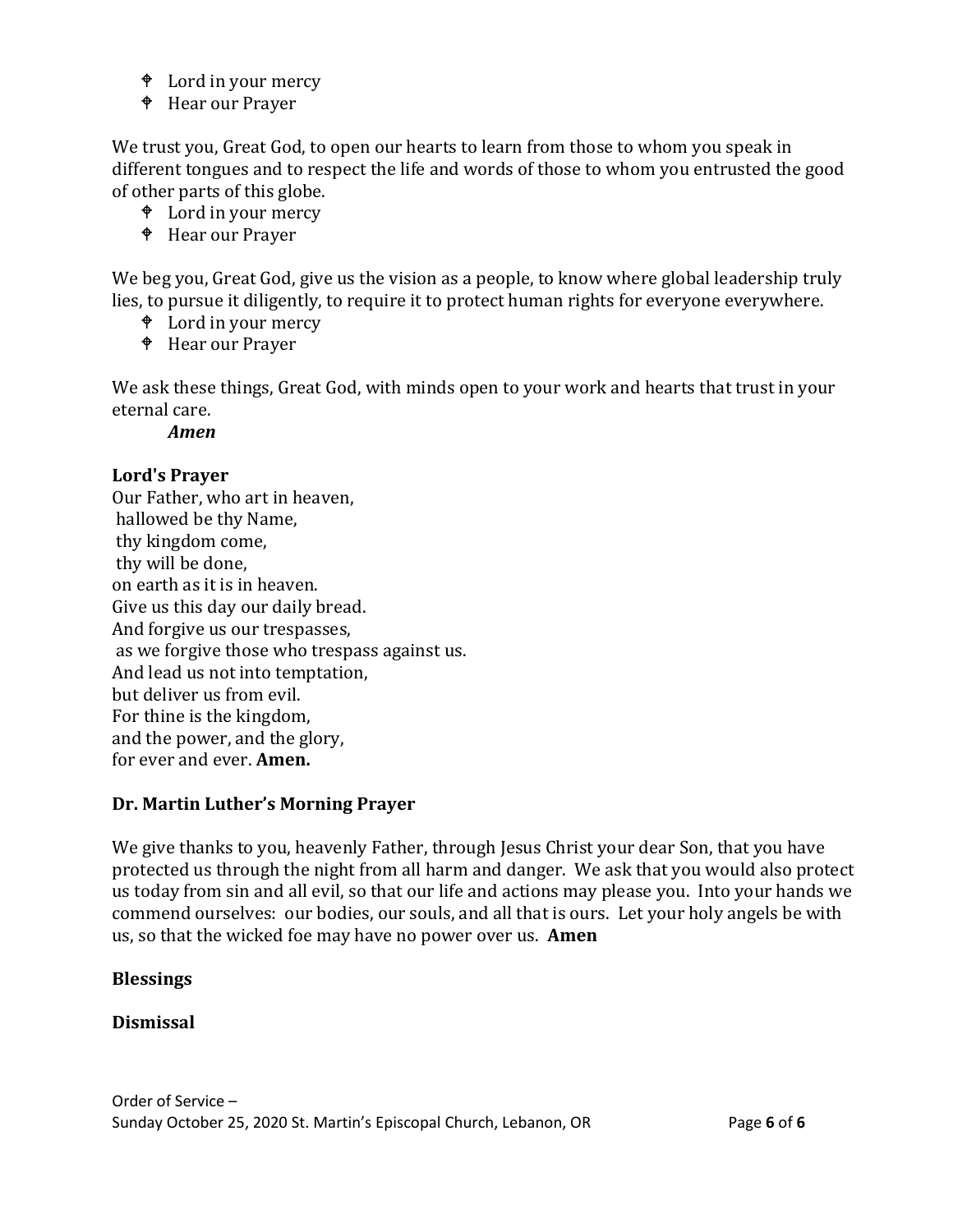- Lord in your mercy
- Hear our Prayer

We trust you, Great God, to open our hearts to learn from those to whom you speak in different tongues and to respect the life and words of those to whom you entrusted the good of other parts of this globe.

- Lord in your mercy
- Hear our Prayer

We beg you, Great God, give us the vision as a people, to know where global leadership truly lies, to pursue it diligently, to require it to protect human rights for everyone everywhere.

- Lord in your mercy
- Hear our Prayer

We ask these things, Great God, with minds open to your work and hearts that trust in your eternal care.

***Amen***

**Lord's Prayer**

Our Father, who art in heaven,
hallowed be thy Name,
thy kingdom come,
thy will be done,
on earth as it is in heaven.
Give us this day our daily bread.
And forgive us our trespasses,
as we forgive those who trespass against us.
And lead us not into temptation,
but deliver us from evil.
For thine is the kingdom,
and the power, and the glory,
for ever and ever. **Amen.**

**Dr. Martin Luther's Morning Prayer**

We give thanks to you, heavenly Father, through Jesus Christ your dear Son, that you have protected us through the night from all harm and danger. We ask that you would also protect us today from sin and all evil, so that our life and actions may please you. Into your hands we commend ourselves: our bodies, our souls, and all that is ours. Let your holy angels be with us, so that the wicked foe may have no power over us. **Amen**

**Blessings**

**Dismissal**